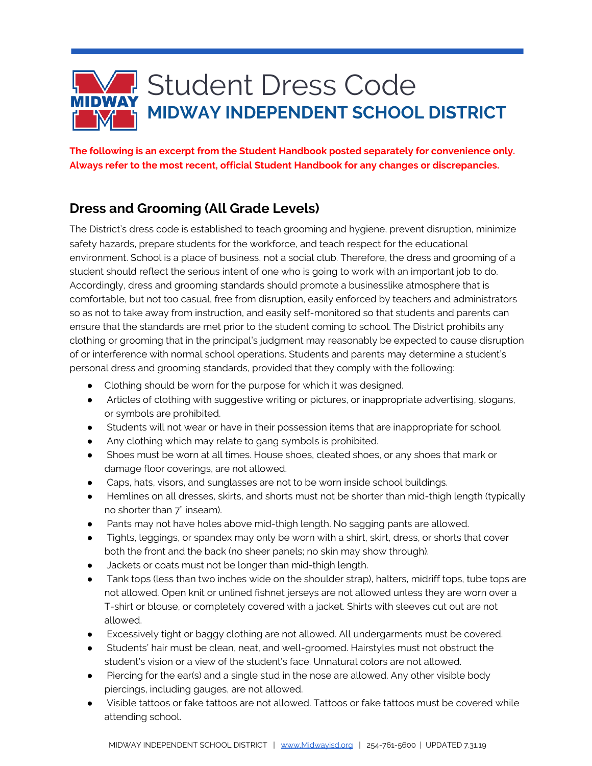# Student Dress Code

## MIDWAY INDEPENDENT SCHOOL DISTRICT

**The following is an excerpt from the Student Handbook posted separately for convenience only. Always refer to the most recent, official Student Handbook for any changes or discrepancies.**

## Dress and Grooming (All Grade Levels)

The District's dress code is established to teach grooming and hygiene, prevent disruption, minimize safety hazards, prepare students for the workforce, and teach respect for the educational environment. School is a place of business, not a social club. Therefore, the dress and grooming of a student should reflect the serious intent of one who is going to work with an important job to do. Accordingly, dress and grooming standards should promote a businesslike atmosphere that is comfortable, but not too casual, free from disruption, easily enforced by teachers and administrators so as not to take away from instruction, and easily self-monitored so that students and parents can ensure that the standards are met prior to the student coming to school. The District prohibits any clothing or grooming that in the principal's judgment may reasonably be expected to cause disruption of or interference with normal school operations. Students and parents may determine a student's personal dress and grooming standards, provided that they comply with the following:

- Clothing should be worn for the purpose for which it was designed.
- Articles of clothing with suggestive writing or pictures, or inappropriate advertising, slogans, or symbols are prohibited.
- Students will not wear or have in their possession items that are inappropriate for school.
- Any clothing which may relate to gang symbols is prohibited.
- Shoes must be worn at all times. House shoes, cleated shoes, or any shoes that mark or damage floor coverings, are not allowed.
- Caps, hats, visors, and sunglasses are not to be worn inside school buildings.
- Hemlines on all dresses, skirts, and shorts must not be shorter than mid-thigh length (typically no shorter than 7" inseam).
- Pants may not have holes above mid-thigh length. No sagging pants are allowed.
- Tights, leggings, or spandex may only be worn with a shirt, skirt, dress, or shorts that cover both the front and the back (no sheer panels; no skin may show through).
- Jackets or coats must not be longer than mid-thigh length.
- Tank tops (less than two inches wide on the shoulder strap), halters, midriff tops, tube tops are not allowed. Open knit or unlined fishnet jerseys are not allowed unless they are worn over a T-shirt or blouse, or completely covered with a jacket. Shirts with sleeves cut out are not allowed.
- Excessively tight or baggy clothing are not allowed. All undergarments must be covered.
- Students' hair must be clean, neat, and well-groomed. Hairstyles must not obstruct the student's vision or a view of the student's face. Unnatural colors are not allowed.
- Piercing for the ear(s) and a single stud in the nose are allowed. Any other visible body piercings, including gauges, are not allowed.
- Visible tattoos or fake tattoos are not allowed. Tattoos or fake tattoos must be covered while attending school.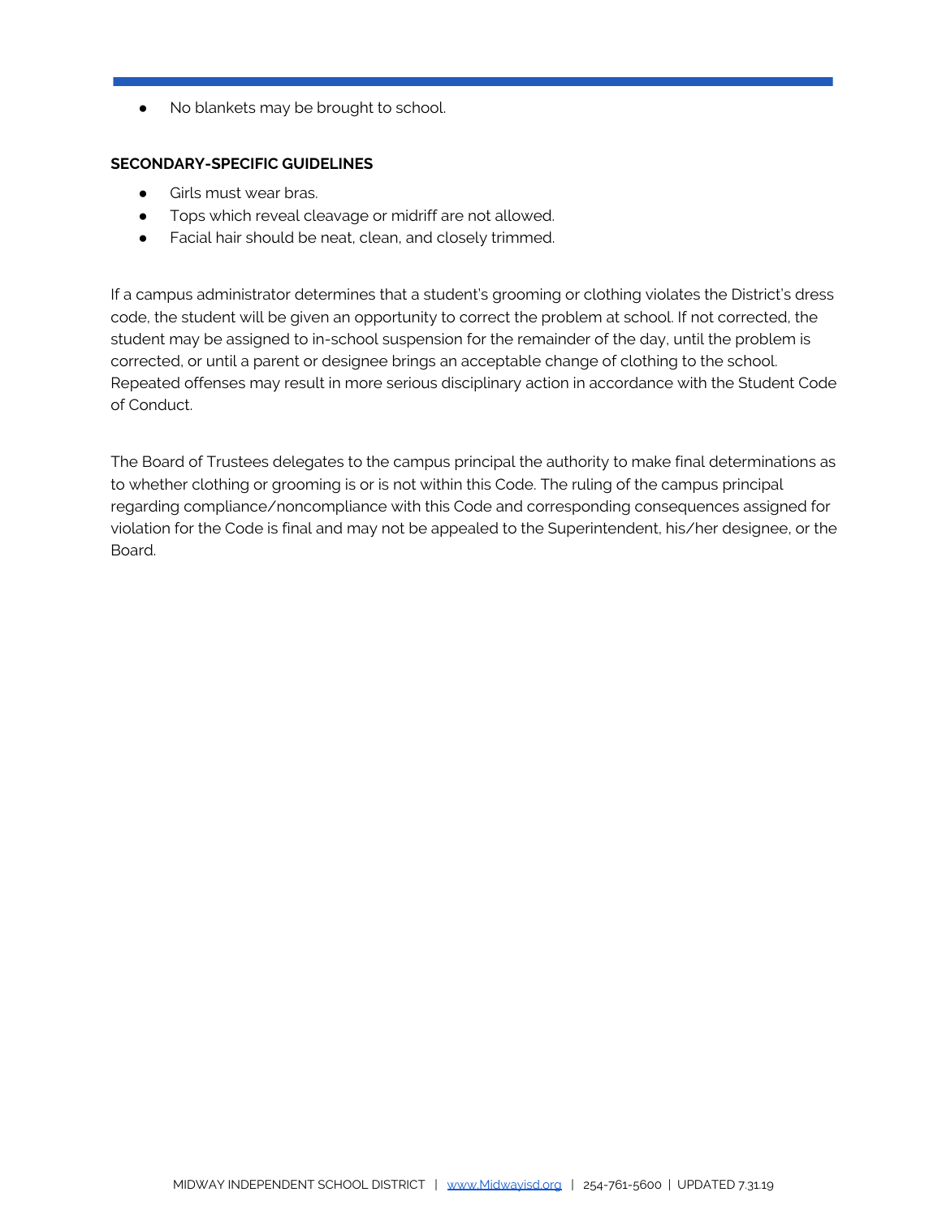- No blankets may be brought to school.

**SECONDARY-SPECIFIC GUIDELINES**

- Girls must wear bras.
- Tops which reveal cleavage or midriff are not allowed.
- Facial hair should be neat, clean, and closely trimmed.

If a campus administrator determines that a student's grooming or clothing violates the District's dress code, the student will be given an opportunity to correct the problem at school. If not corrected, the student may be assigned to in-school suspension for the remainder of the day, until the problem is corrected, or until a parent or designee brings an acceptable change of clothing to the school. Repeated offenses may result in more serious disciplinary action in accordance with the Student Code of Conduct.

The Board of Trustees delegates to the campus principal the authority to make final determinations as to whether clothing or grooming is or is not within this Code. The ruling of the campus principal regarding compliance/noncompliance with this Code and corresponding consequences assigned for violation for the Code is final and may not be appealed to the Superintendent, his/her designee, or the Board.